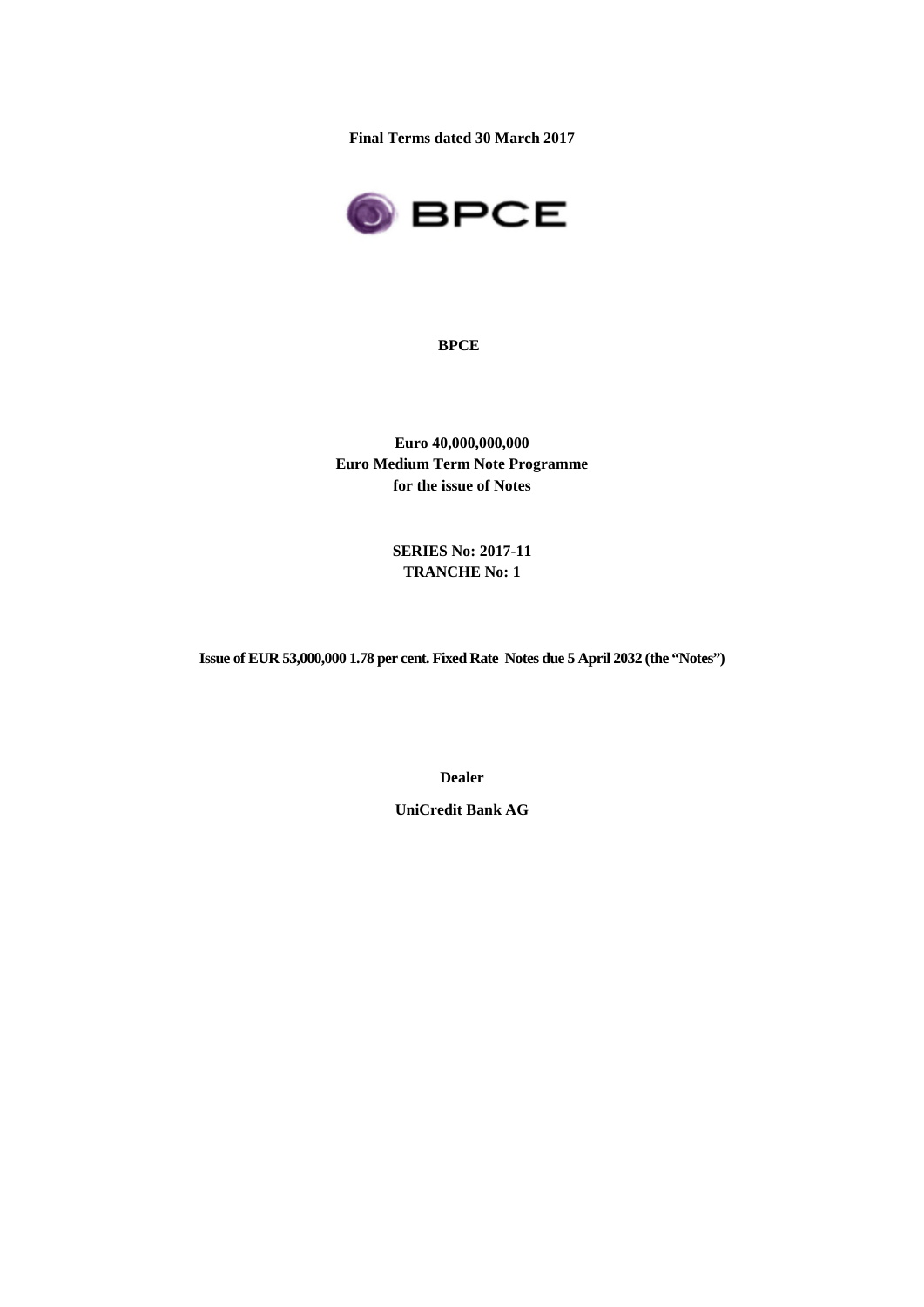**Final Terms dated 30 March 2017**

**BPCE**

**BPCE**

**Euro 40,000,000,000**
**Euro Medium Term Note Programme**
**for the issue of Notes**

**SERIES No: 2017-11**
**TRANCHE No: 1**

**Issue of EUR 53,000,000 1.78 per cent. Fixed Rate Notes due 5 April 2032 (the "Notes")**

**Dealer**

**UniCredit Bank AG**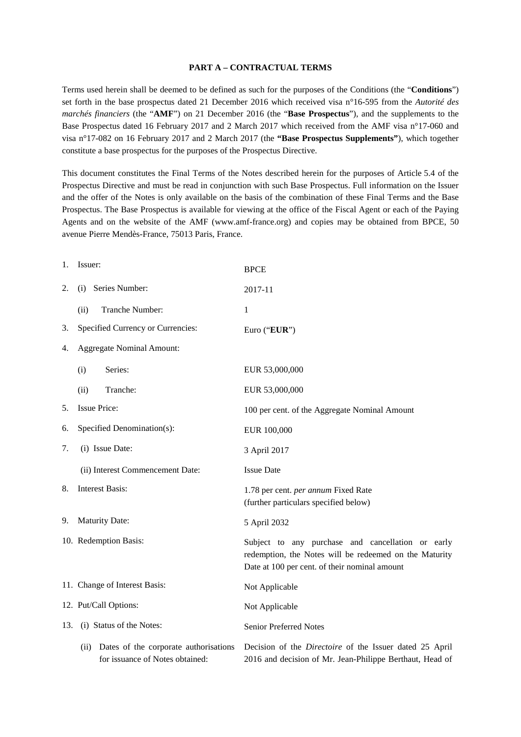**PART A – CONTRACTUAL TERMS**

Terms used herein shall be deemed to be defined as such for the purposes of the Conditions (the "**Conditions**") set forth in the base prospectus dated 21 December 2016 which received visa n°16-595 from the *Autorité des marchés financiers* (the "**AMF**") on 21 December 2016 (the "**Base Prospectus**"), and the supplements to the Base Prospectus dated 16 February 2017 and 2 March 2017 which received from the AMF visa n°17-060 and visa n°17-082 on 16 February 2017 and 2 March 2017 (the **"Base Prospectus Supplements"**), which together constitute a base prospectus for the purposes of the Prospectus Directive.

This document constitutes the Final Terms of the Notes described herein for the purposes of Article 5.4 of the Prospectus Directive and must be read in conjunction with such Base Prospectus. Full information on the Issuer and the offer of the Notes is only available on the basis of the combination of these Final Terms and the Base Prospectus. The Base Prospectus is available for viewing at the office of the Fiscal Agent or each of the Paying Agents and on the website of the AMF (www.amf-france.org) and copies may be obtained from BPCE, 50 avenue Pierre Mendès-France, 75013 Paris, France.

| | |
|---|---|
| 1. Issuer: | BPCE |
| 2. (i) Series Number: | 2017-11 |
| (ii) Tranche Number: | 1 |
| 3. Specified Currency or Currencies: | Euro ("**EUR**") |
| 4. Aggregate Nominal Amount: | |
| (i) Series: | EUR 53,000,000 |
| (ii) Tranche: | EUR 53,000,000 |
| 5. Issue Price: | 100 per cent. of the Aggregate Nominal Amount |
| 6. Specified Denomination(s): | EUR 100,000 |
| 7. (i) Issue Date: | 3 April 2017 |
| (ii) Interest Commencement Date: | Issue Date |
| 8. Interest Basis: | 1.78 per cent. *per annum* Fixed Rate (further particulars specified below) |
| 9. Maturity Date: | 5 April 2032 |
| 10. Redemption Basis: | Subject to any purchase and cancellation or early redemption, the Notes will be redeemed on the Maturity Date at 100 per cent. of their nominal amount |
| 11. Change of Interest Basis: | Not Applicable |
| 12. Put/Call Options: | Not Applicable |
| 13. (i) Status of the Notes: | Senior Preferred Notes |
| (ii) Dates of the corporate authorisations for issuance of Notes obtained: | Decision of the *Directoire* of the Issuer dated 25 April 2016 and decision of Mr. Jean-Philippe Berthaut, Head of |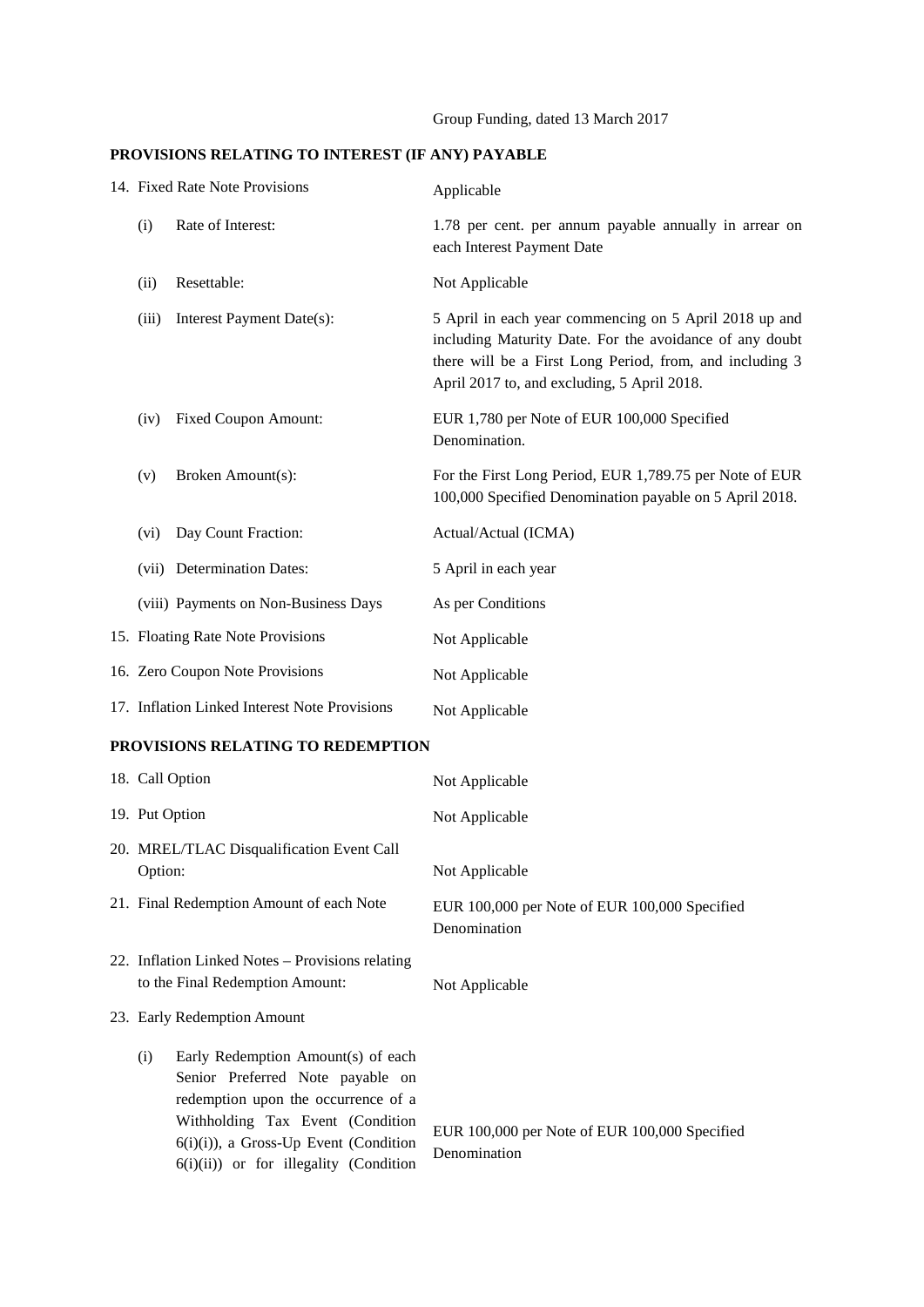Group Funding, dated 13 March 2017

## PROVISIONS RELATING TO INTEREST (IF ANY) PAYABLE

| | |
|---|---|
| 14. Fixed Rate Note Provisions | Applicable |
| (i) Rate of Interest: | 1.78 per cent. per annum payable annually in arrear on each Interest Payment Date |
| (ii) Resettable: | Not Applicable |
| (iii) Interest Payment Date(s): | 5 April in each year commencing on 5 April 2018 up and including Maturity Date. For the avoidance of any doubt there will be a First Long Period, from, and including 3 April 2017 to, and excluding, 5 April 2018. |
| (iv) Fixed Coupon Amount: | EUR 1,780 per Note of EUR 100,000 Specified Denomination. |
| (v) Broken Amount(s): | For the First Long Period, EUR 1,789.75 per Note of EUR 100,000 Specified Denomination payable on 5 April 2018. |
| (vi) Day Count Fraction: | Actual/Actual (ICMA) |
| (vii) Determination Dates: | 5 April in each year |
| (viii) Payments on Non-Business Days | As per Conditions |
| 15. Floating Rate Note Provisions | Not Applicable |
| 16. Zero Coupon Note Provisions | Not Applicable |
| 17. Inflation Linked Interest Note Provisions | Not Applicable |

## PROVISIONS RELATING TO REDEMPTION

| | |
|---|---|
| 18. Call Option | Not Applicable |
| 19. Put Option | Not Applicable |
| 20. MREL/TLAC Disqualification Event Call Option: | Not Applicable |
| 21. Final Redemption Amount of each Note | EUR 100,000 per Note of EUR 100,000 Specified Denomination |
| 22. Inflation Linked Notes – Provisions relating to the Final Redemption Amount: | Not Applicable |
| 23. Early Redemption Amount | |
| (i) Early Redemption Amount(s) of each Senior Preferred Note payable on redemption upon the occurrence of a Withholding Tax Event (Condition 6(i)(i)), a Gross-Up Event (Condition 6(i)(ii)) or for illegality (Condition | EUR 100,000 per Note of EUR 100,000 Specified Denomination |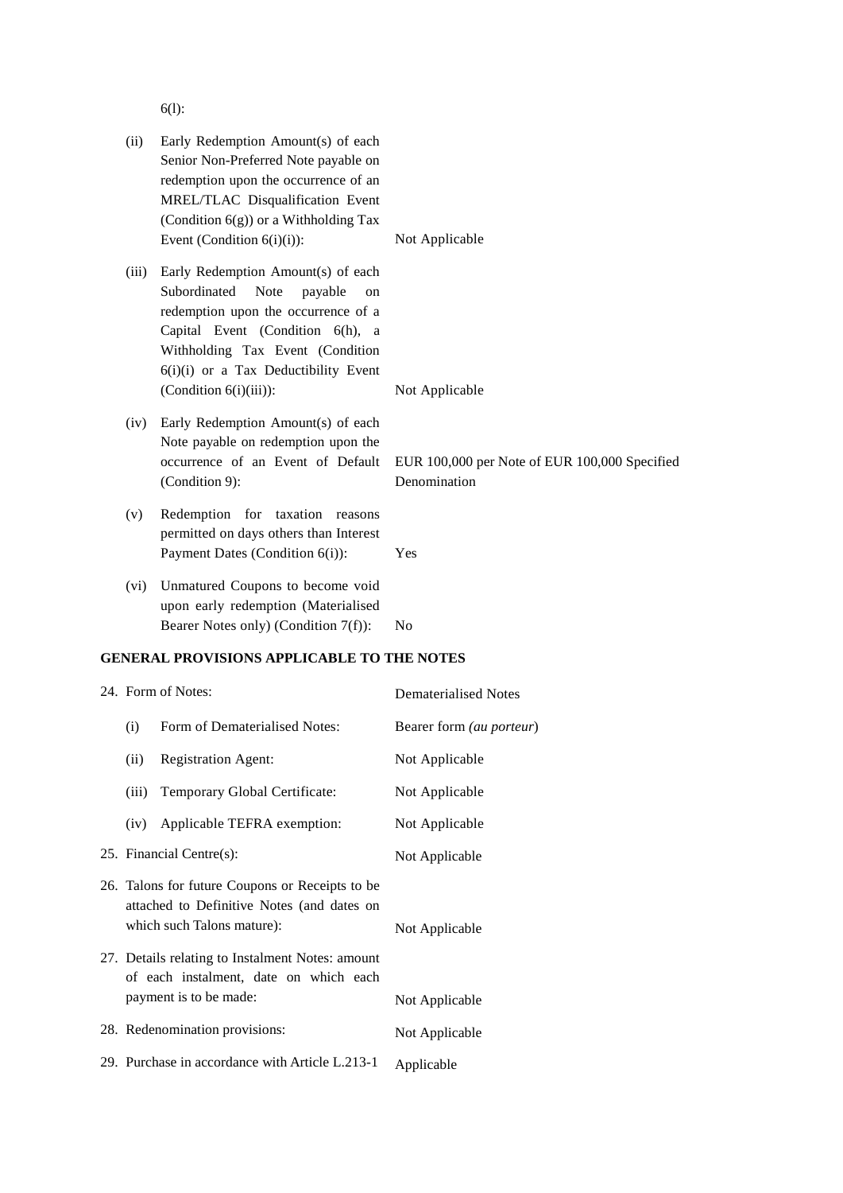6(l):

| | | |
|---|---|---|
| (ii) | Early Redemption Amount(s) of each Senior Non-Preferred Note payable on redemption upon the occurrence of an MREL/TLAC Disqualification Event (Condition 6(g)) or a Withholding Tax Event (Condition 6(i)(i)): | Not Applicable |
| (iii) | Early Redemption Amount(s) of each Subordinated Note payable on redemption upon the occurrence of a Capital Event (Condition 6(h), a Withholding Tax Event (Condition 6(i)(i) or a Tax Deductibility Event (Condition 6(i)(iii)): | Not Applicable |
| (iv) | Early Redemption Amount(s) of each Note payable on redemption upon the occurrence of an Event of Default (Condition 9): | EUR 100,000 per Note of EUR 100,000 Specified Denomination |
| (v) | Redemption for taxation reasons permitted on days others than Interest Payment Dates (Condition 6(i)): | Yes |
| (vi) | Unmatured Coupons to become void upon early redemption (Materialised Bearer Notes only) (Condition 7(f)): | No |

**GENERAL PROVISIONS APPLICABLE TO THE NOTES**

| | | |
|---|---|---|
| 24. | Form of Notes: | Dematerialised Notes |
| (i) | Form of Dematerialised Notes: | Bearer form *(au porteur)* |
| (ii) | Registration Agent: | Not Applicable |
| (iii) | Temporary Global Certificate: | Not Applicable |
| (iv) | Applicable TEFRA exemption: | Not Applicable |
| 25. | Financial Centre(s): | Not Applicable |
| 26. | Talons for future Coupons or Receipts to be attached to Definitive Notes (and dates on which such Talons mature): | Not Applicable |
| 27. | Details relating to Instalment Notes: amount of each instalment, date on which each payment is to be made: | Not Applicable |
| 28. | Redenomination provisions: | Not Applicable |
| 29. | Purchase in accordance with Article L.213-1 | Applicable |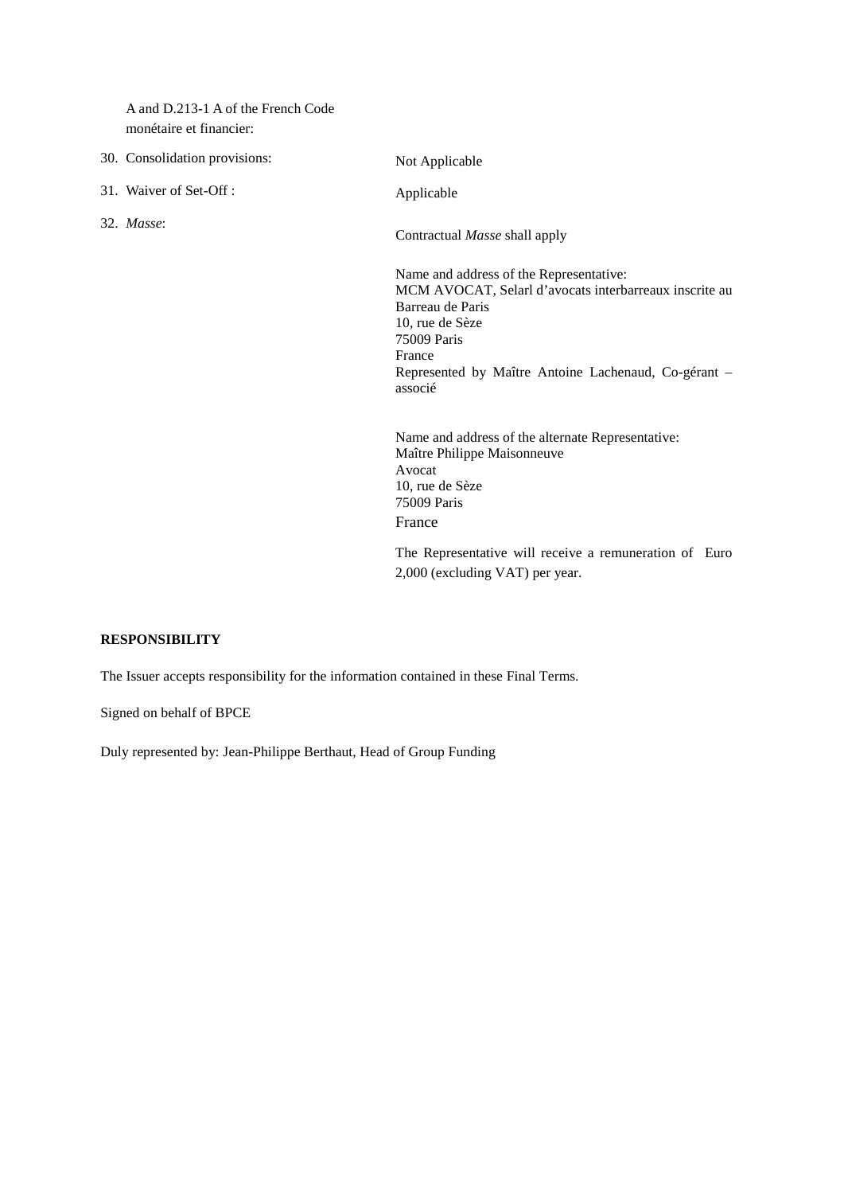| | |
|---|---|
| A and D.213-1 A of the French Code monétaire et financier: | |
| 30. Consolidation provisions: | Not Applicable |
| 31. Waiver of Set-Off : | Applicable |
| 32. *Masse*: | Contractual *Masse* shall apply<br><br>Name and address of the Representative:<br>MCM AVOCAT, Selarl d'avocats interbarreaux inscrite au Barreau de Paris<br>10, rue de Sèze<br>75009 Paris<br>France<br>Represented by Maître Antoine Lachenaud, Co-gérant – associé<br><br>Name and address of the alternate Representative:<br>Maître Philippe Maisonneuve<br>Avocat<br>10, rue de Sèze<br>75009 Paris<br>France<br><br>The Representative will receive a remuneration of Euro 2,000 (excluding VAT) per year. |

**RESPONSIBILITY**

The Issuer accepts responsibility for the information contained in these Final Terms.

Signed on behalf of BPCE

Duly represented by: Jean-Philippe Berthaut, Head of Group Funding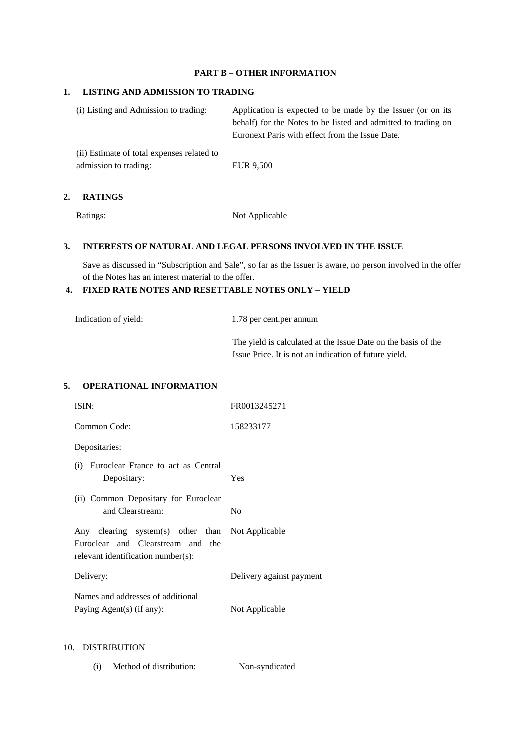**PART B – OTHER INFORMATION**

**1. LISTING AND ADMISSION TO TRADING**

| | |
|---|---|
| (i) Listing and Admission to trading: | Application is expected to be made by the Issuer (or on its behalf) for the Notes to be listed and admitted to trading on Euronext Paris with effect from the Issue Date. |
| (ii) Estimate of total expenses related to admission to trading: | EUR 9,500 |

**2. RATINGS**

| | |
|---|---|
| Ratings: | Not Applicable |

**3. INTERESTS OF NATURAL AND LEGAL PERSONS INVOLVED IN THE ISSUE**

Save as discussed in "Subscription and Sale", so far as the Issuer is aware, no person involved in the offer of the Notes has an interest material to the offer.

**4. FIXED RATE NOTES AND RESETTABLE NOTES ONLY – YIELD**

| | |
|---|---|
| Indication of yield: | 1.78 per cent.per annum<br><br>The yield is calculated at the Issue Date on the basis of the Issue Price. It is not an indication of future yield. |

**5. OPERATIONAL INFORMATION**

| | |
|---|---|
| ISIN: | FR0013245271 |
| Common Code: | 158233177 |
| Depositaries: | |
| (i) Euroclear France to act as Central Depositary: | Yes |
| (ii) Common Depositary for Euroclear and Clearstream: | No |
| Any clearing system(s) other than Euroclear and Clearstream and the relevant identification number(s): | Not Applicable |
| Delivery: | Delivery against payment |
| Names and addresses of additional Paying Agent(s) (if any): | Not Applicable |

10. DISTRIBUTION

| | |
|---|---|
| (i) Method of distribution: | Non-syndicated |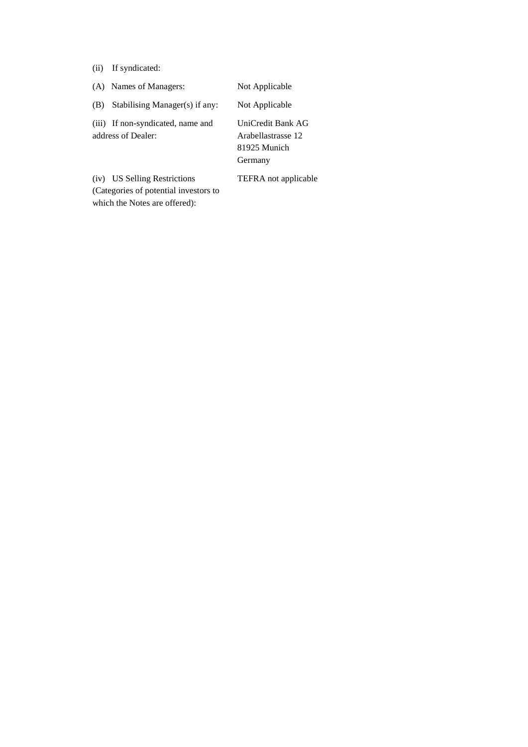(ii) If syndicated:

| | |
|---|---|
| (A) Names of Managers: | Not Applicable |
| (B) Stabilising Manager(s) if any: | Not Applicable |
| (iii) If non-syndicated, name and address of Dealer: | UniCredit Bank AG<br>Arabellastrasse 12<br>81925 Munich<br>Germany |
| (iv) US Selling Restrictions (Categories of potential investors to which the Notes are offered): | TEFRA not applicable |